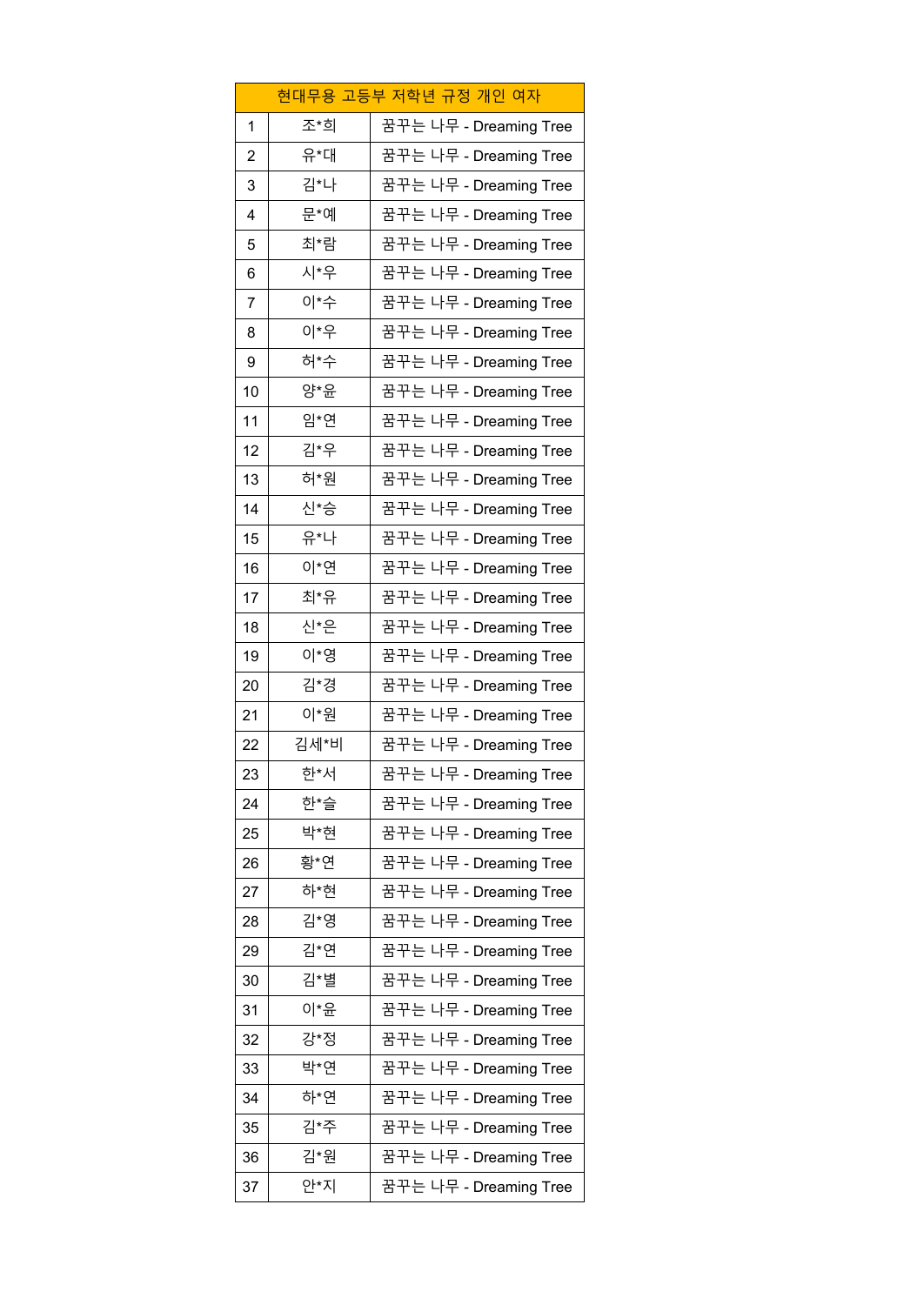| 현대무용 고등부 저학년 규정 개인 여자 | | |
|---|---|---|
| 1 | 조*희 | 꿈꾸는 나무 - Dreaming Tree |
| 2 | 유*대 | 꿈꾸는 나무 - Dreaming Tree |
| 3 | 김*나 | 꿈꾸는 나무 - Dreaming Tree |
| 4 | 문*예 | 꿈꾸는 나무 - Dreaming Tree |
| 5 | 최*람 | 꿈꾸는 나무 - Dreaming Tree |
| 6 | 시*우 | 꿈꾸는 나무 - Dreaming Tree |
| 7 | 이*수 | 꿈꾸는 나무 - Dreaming Tree |
| 8 | 이*우 | 꿈꾸는 나무 - Dreaming Tree |
| 9 | 허*수 | 꿈꾸는 나무 - Dreaming Tree |
| 10 | 양*윤 | 꿈꾸는 나무 - Dreaming Tree |
| 11 | 임*연 | 꿈꾸는 나무 - Dreaming Tree |
| 12 | 김*우 | 꿈꾸는 나무 - Dreaming Tree |
| 13 | 허*원 | 꿈꾸는 나무 - Dreaming Tree |
| 14 | 신*승 | 꿈꾸는 나무 - Dreaming Tree |
| 15 | 유*나 | 꿈꾸는 나무 - Dreaming Tree |
| 16 | 이*연 | 꿈꾸는 나무 - Dreaming Tree |
| 17 | 최*유 | 꿈꾸는 나무 - Dreaming Tree |
| 18 | 신*은 | 꿈꾸는 나무 - Dreaming Tree |
| 19 | 이*영 | 꿈꾸는 나무 - Dreaming Tree |
| 20 | 김*경 | 꿈꾸는 나무 - Dreaming Tree |
| 21 | 이*원 | 꿈꾸는 나무 - Dreaming Tree |
| 22 | 김세*비 | 꿈꾸는 나무 - Dreaming Tree |
| 23 | 한*서 | 꿈꾸는 나무 - Dreaming Tree |
| 24 | 한*슬 | 꿈꾸는 나무 - Dreaming Tree |
| 25 | 박*현 | 꿈꾸는 나무 - Dreaming Tree |
| 26 | 황*연 | 꿈꾸는 나무 - Dreaming Tree |
| 27 | 하*현 | 꿈꾸는 나무 - Dreaming Tree |
| 28 | 김*영 | 꿈꾸는 나무 - Dreaming Tree |
| 29 | 김*연 | 꿈꾸는 나무 - Dreaming Tree |
| 30 | 김*별 | 꿈꾸는 나무 - Dreaming Tree |
| 31 | 이*윤 | 꿈꾸는 나무 - Dreaming Tree |
| 32 | 강*정 | 꿈꾸는 나무 - Dreaming Tree |
| 33 | 박*연 | 꿈꾸는 나무 - Dreaming Tree |
| 34 | 하*연 | 꿈꾸는 나무 - Dreaming Tree |
| 35 | 김*주 | 꿈꾸는 나무 - Dreaming Tree |
| 36 | 김*원 | 꿈꾸는 나무 - Dreaming Tree |
| 37 | 안*지 | 꿈꾸는 나무 - Dreaming Tree |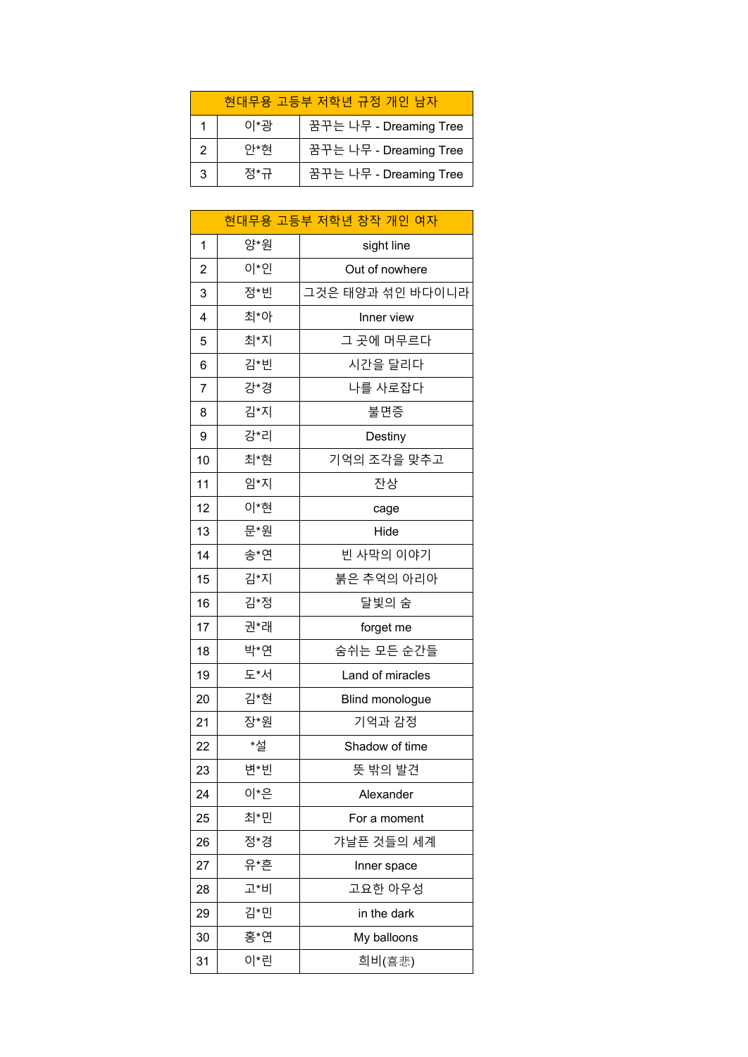| 현대무용 고등부 저학년 규정 개인 남자 | | |
|---|---|---|
| 1 | 이*광 | 꿈꾸는 나무 - Dreaming Tree |
| 2 | 안*현 | 꿈꾸는 나무 - Dreaming Tree |
| 3 | 정*규 | 꿈꾸는 나무 - Dreaming Tree |

| 현대무용 고등부 저학년 창작 개인 여자 | | |
|---|---|---|
| 1 | 양*원 | sight line |
| 2 | 이*인 | Out of nowhere |
| 3 | 정*빈 | 그것은 태양과 섞인 바다이니라 |
| 4 | 최*아 | Inner view |
| 5 | 최*지 | 그 곳에 머무르다 |
| 6 | 김*빈 | 시간을 달리다 |
| 7 | 강*경 | 나를 사로잡다 |
| 8 | 김*지 | 불면증 |
| 9 | 강*리 | Destiny |
| 10 | 최*현 | 기억의 조각을 맞추고 |
| 11 | 임*지 | 잔상 |
| 12 | 이*현 | cage |
| 13 | 문*원 | Hide |
| 14 | 송*연 | 빈 사막의 이야기 |
| 15 | 김*지 | 붉은 추억의 아리아 |
| 16 | 김*정 | 달빛의 숨 |
| 17 | 권*래 | forget me |
| 18 | 박*연 | 숨쉬는 모든 순간들 |
| 19 | 도*서 | Land of miracles |
| 20 | 김*현 | Blind monologue |
| 21 | 장*원 | 기억과 감정 |
| 22 | *설 | Shadow of time |
| 23 | 변*빈 | 뜻 밖의 발견 |
| 24 | 이*은 | Alexander |
| 25 | 최*민 | For a moment |
| 26 | 정*경 | 갸날픈 것들의 세계 |
| 27 | 유*흔 | Inner space |
| 28 | 고*비 | 고요한 아우성 |
| 29 | 김*민 | in the dark |
| 30 | 홍*연 | My balloons |
| 31 | 이*린 | 희비(喜悲) |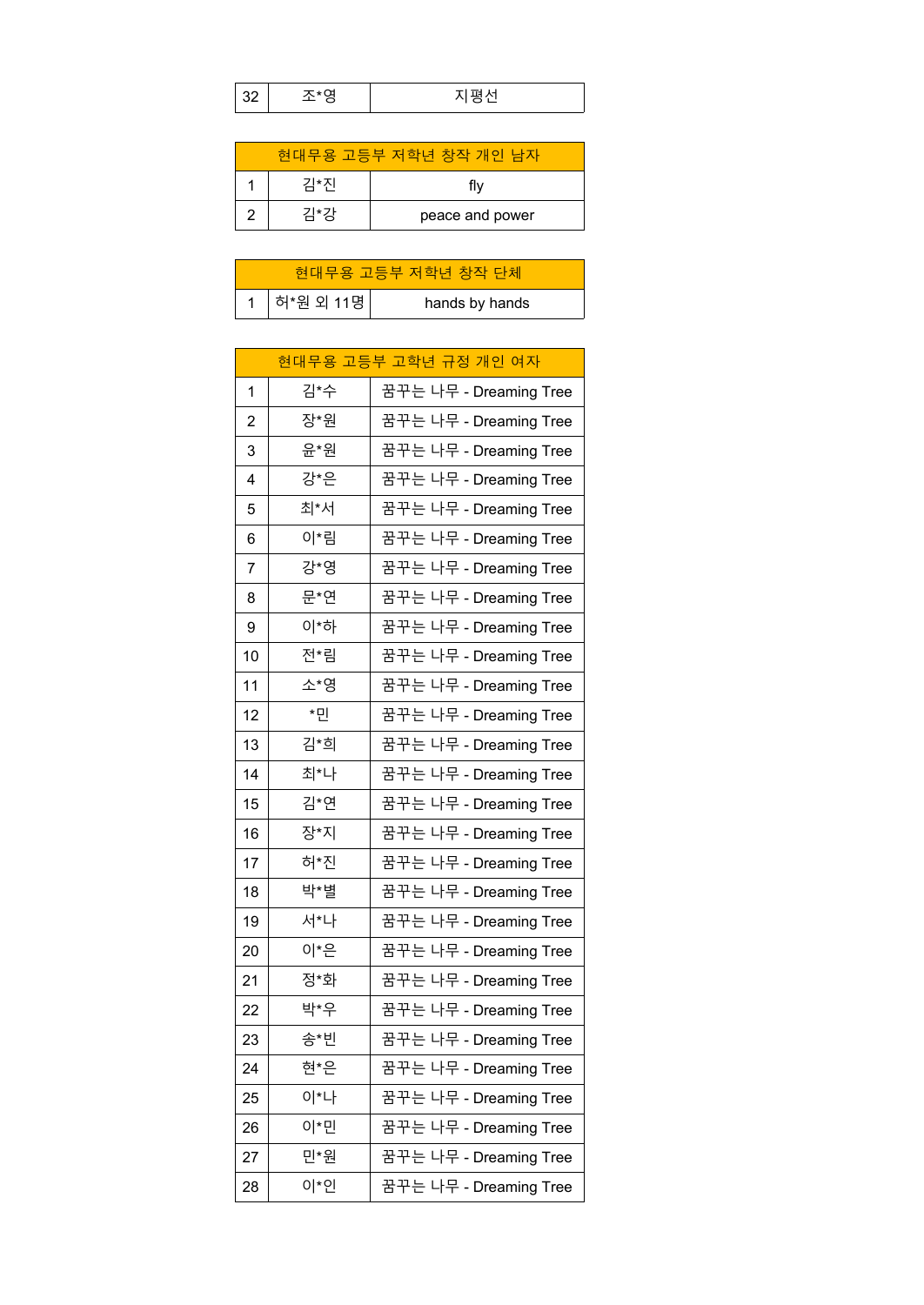| 32 | 조*영 | 지평선 |
|---|---|---|

| 현대무용 고등부 저학년 창작 개인 남자 | | |
|---|---|---|
| 1 | 김*진 | fly |
| 2 | 김*강 | peace and power |

| 현대무용 고등부 저학년 창작 단체 | | |
|---|---|---|
| 1 | 허*원 외 11명 | hands by hands |

| 현대무용 고등부 고학년 규정 개인 여자 | | |
|---|---|---|
| 1 | 김*수 | 꿈꾸는 나무 - Dreaming Tree |
| 2 | 장*원 | 꿈꾸는 나무 - Dreaming Tree |
| 3 | 윤*원 | 꿈꾸는 나무 - Dreaming Tree |
| 4 | 강*은 | 꿈꾸는 나무 - Dreaming Tree |
| 5 | 최*서 | 꿈꾸는 나무 - Dreaming Tree |
| 6 | 이*림 | 꿈꾸는 나무 - Dreaming Tree |
| 7 | 강*영 | 꿈꾸는 나무 - Dreaming Tree |
| 8 | 문*연 | 꿈꾸는 나무 - Dreaming Tree |
| 9 | 이*하 | 꿈꾸는 나무 - Dreaming Tree |
| 10 | 전*림 | 꿈꾸는 나무 - Dreaming Tree |
| 11 | 소*영 | 꿈꾸는 나무 - Dreaming Tree |
| 12 | *민 | 꿈꾸는 나무 - Dreaming Tree |
| 13 | 김*희 | 꿈꾸는 나무 - Dreaming Tree |
| 14 | 최*나 | 꿈꾸는 나무 - Dreaming Tree |
| 15 | 김*연 | 꿈꾸는 나무 - Dreaming Tree |
| 16 | 장*지 | 꿈꾸는 나무 - Dreaming Tree |
| 17 | 허*진 | 꿈꾸는 나무 - Dreaming Tree |
| 18 | 박*별 | 꿈꾸는 나무 - Dreaming Tree |
| 19 | 서*나 | 꿈꾸는 나무 - Dreaming Tree |
| 20 | 이*은 | 꿈꾸는 나무 - Dreaming Tree |
| 21 | 정*화 | 꿈꾸는 나무 - Dreaming Tree |
| 22 | 박*우 | 꿈꾸는 나무 - Dreaming Tree |
| 23 | 송*빈 | 꿈꾸는 나무 - Dreaming Tree |
| 24 | 현*은 | 꿈꾸는 나무 - Dreaming Tree |
| 25 | 이*나 | 꿈꾸는 나무 - Dreaming Tree |
| 26 | 이*민 | 꿈꾸는 나무 - Dreaming Tree |
| 27 | 민*원 | 꿈꾸는 나무 - Dreaming Tree |
| 28 | 이*인 | 꿈꾸는 나무 - Dreaming Tree |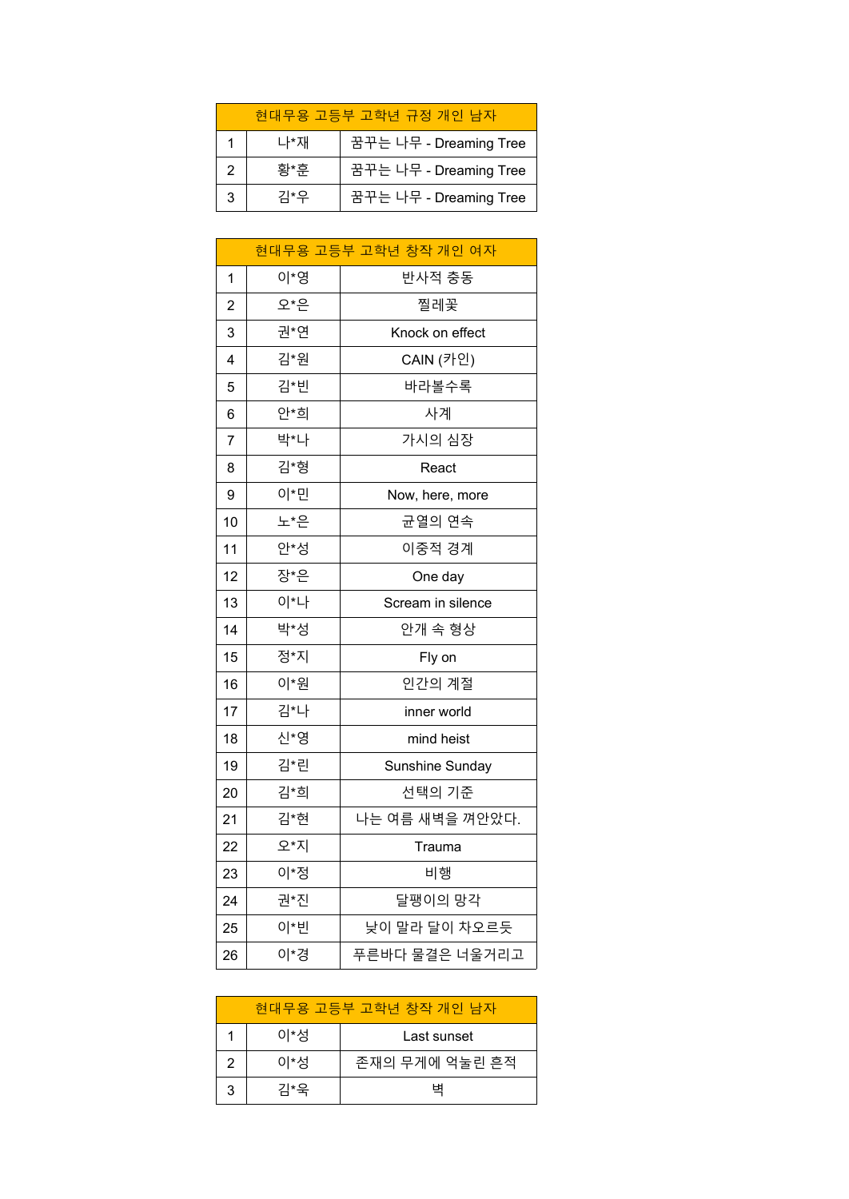| 현대무용 고등부 고학년 규정 개인 남자 | | |
|---|---|---|
| 1 | 나*재 | 꿈꾸는 나무 - Dreaming Tree |
| 2 | 황*훈 | 꿈꾸는 나무 - Dreaming Tree |
| 3 | 김*우 | 꿈꾸는 나무 - Dreaming Tree |

| 현대무용 고등부 고학년 창작 개인 여자 | | |
|---|---|---|
| 1 | 이*영 | 반사적 충동 |
| 2 | 오*은 | 찔레꽃 |
| 3 | 권*연 | Knock on effect |
| 4 | 김*원 | CAIN (카인) |
| 5 | 김*빈 | 바라볼수록 |
| 6 | 안*희 | 사계 |
| 7 | 박*나 | 가시의 심장 |
| 8 | 김*형 | React |
| 9 | 이*민 | Now, here, more |
| 10 | 노*은 | 균열의 연속 |
| 11 | 안*성 | 이중적 경계 |
| 12 | 장*은 | One day |
| 13 | 이*나 | Scream in silence |
| 14 | 박*성 | 안개 속 형상 |
| 15 | 정*지 | Fly on |
| 16 | 이*원 | 인간의 계절 |
| 17 | 김*나 | inner world |
| 18 | 신*영 | mind heist |
| 19 | 김*린 | Sunshine Sunday |
| 20 | 김*희 | 선택의 기준 |
| 21 | 김*현 | 나는 여름 새벽을 껴안았다. |
| 22 | 오*지 | Trauma |
| 23 | 이*정 | 비행 |
| 24 | 권*진 | 달팽이의 망각 |
| 25 | 이*빈 | 낮이 말라 달이 차오르듯 |
| 26 | 이*경 | 푸른바다 물결은 너울거리고 |

| 현대무용 고등부 고학년 창작 개인 남자 | | |
|---|---|---|
| 1 | 이*성 | Last sunset |
| 2 | 이*성 | 존재의 무게에 억눌린 흔적 |
| 3 | 김*욱 | 벽 |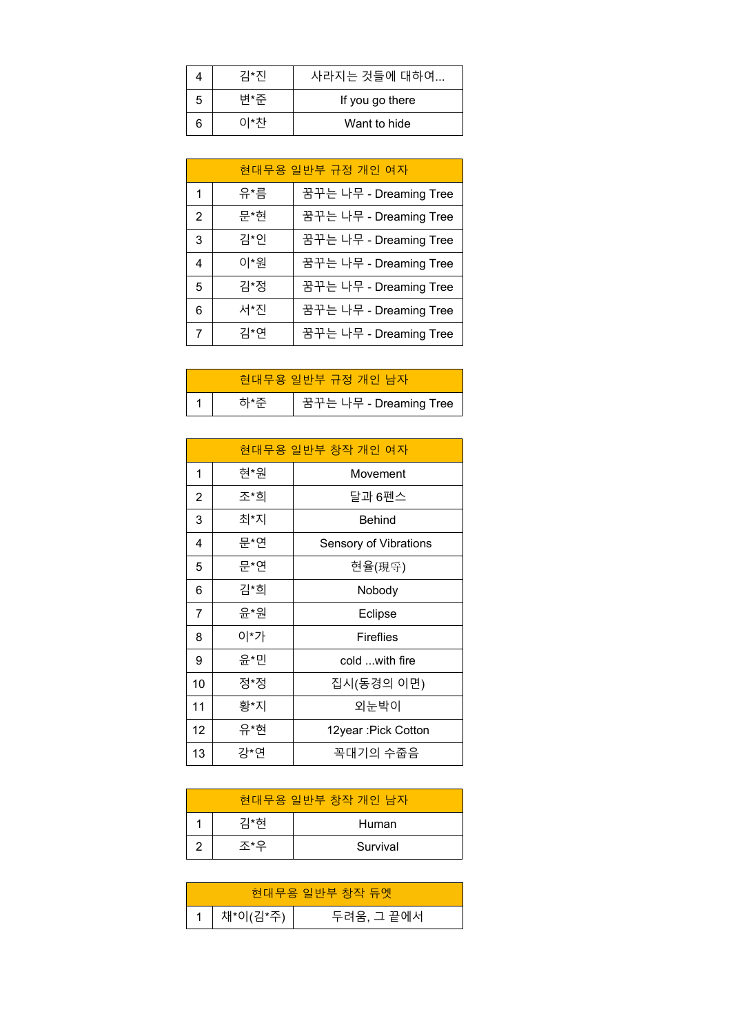| | | |
|---|---|---|
| 4 | 김*진 | 사라지는 것들에 대하여... |
| 5 | 변*준 | If you go there |
| 6 | 이*찬 | Want to hide |

| 현대무용 일반부 규정 개인 여자 | | |
|---|---|---|
| 1 | 유*름 | 꿈꾸는 나무 - Dreaming Tree |
| 2 | 문*현 | 꿈꾸는 나무 - Dreaming Tree |
| 3 | 김*인 | 꿈꾸는 나무 - Dreaming Tree |
| 4 | 이*원 | 꿈꾸는 나무 - Dreaming Tree |
| 5 | 김*정 | 꿈꾸는 나무 - Dreaming Tree |
| 6 | 서*진 | 꿈꾸는 나무 - Dreaming Tree |
| 7 | 김*연 | 꿈꾸는 나무 - Dreaming Tree |

| 현대무용 일반부 규정 개인 남자 | | |
|---|---|---|
| 1 | 하*준 | 꿈꾸는 나무 - Dreaming Tree |

| 현대무용 일반부 창작 개인 여자 | | |
|---|---|---|
| 1 | 현*원 | Movement |
| 2 | 조*희 | 달과 6펜스 |
| 3 | 최*지 | Behind |
| 4 | 문*연 | Sensory of Vibrations |
| 5 | 문*연 | 현율(現守) |
| 6 | 김*희 | Nobody |
| 7 | 윤*원 | Eclipse |
| 8 | 이*가 | Fireflies |
| 9 | 윤*민 | cold ...with fire |
| 10 | 정*정 | 집시(동경의 이면) |
| 11 | 황*지 | 외눈박이 |
| 12 | 유*현 | 12year :Pick Cotton |
| 13 | 강*연 | 꼭대기의 수줍음 |

| 현대무용 일반부 창작 개인 남자 | | |
|---|---|---|
| 1 | 김*현 | Human |
| 2 | 조*우 | Survival |

| 현대무용 일반부 창작 듀엣 | | |
|---|---|---|
| 1 | 채*이(김*주) | 두려움, 그 끝에서 |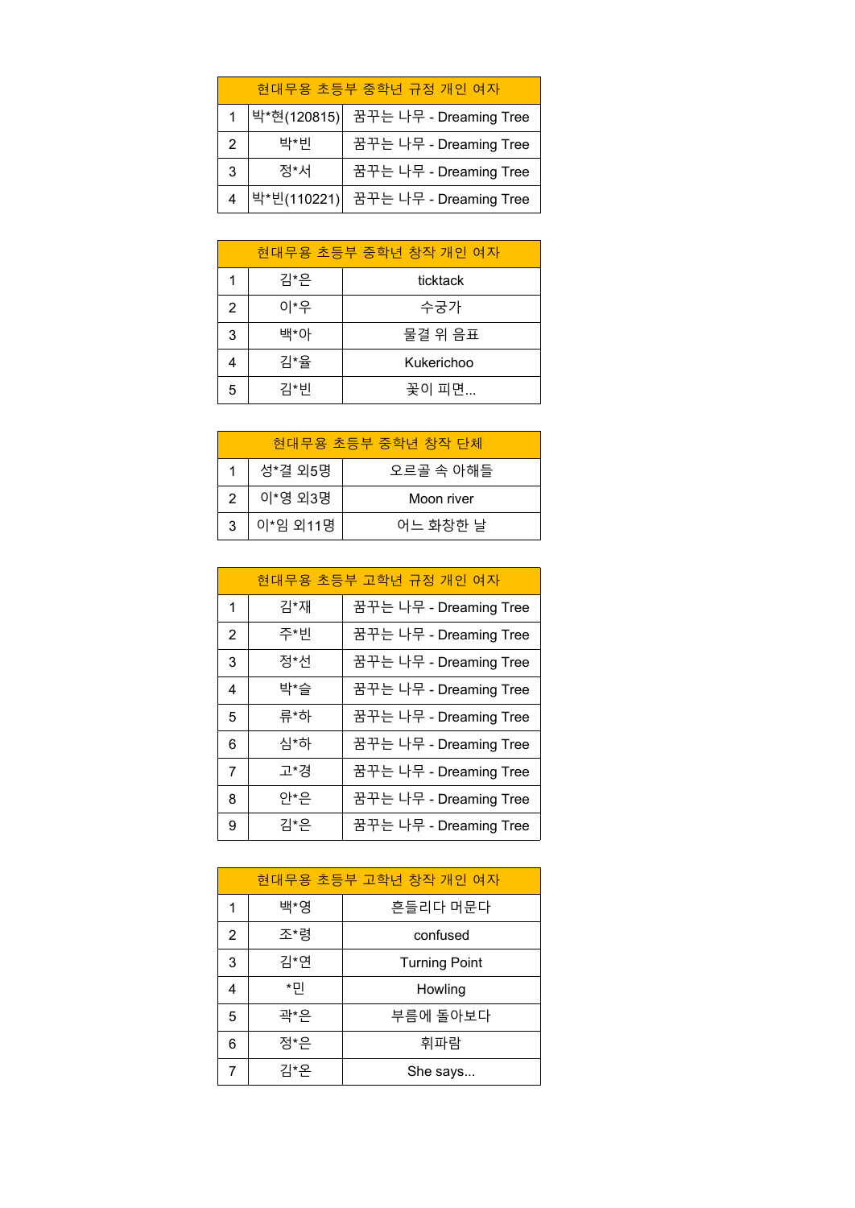| 현대무용 초등부 중학년 규정 개인 여자 | | |
|---|---|---|
| 1 | 박*현(120815) | 꿈꾸는 나무 - Dreaming Tree |
| 2 | 박*빈 | 꿈꾸는 나무 - Dreaming Tree |
| 3 | 정*서 | 꿈꾸는 나무 - Dreaming Tree |
| 4 | 박*빈(110221) | 꿈꾸는 나무 - Dreaming Tree |

| 현대무용 초등부 중학년 창작 개인 여자 | | |
|---|---|---|
| 1 | 김*은 | ticktack |
| 2 | 이*우 | 수궁가 |
| 3 | 백*아 | 물결 위 음표 |
| 4 | 김*율 | Kukerichoo |
| 5 | 김*빈 | 꽃이 피면... |

| 현대무용 초등부 중학년 창작 단체 | | |
|---|---|---|
| 1 | 성*결 외5명 | 오르골 속 아해들 |
| 2 | 이*영 외3명 | Moon river |
| 3 | 이*임 외11명 | 어느 화창한 날 |

| 현대무용 초등부 고학년 규정 개인 여자 | | |
|---|---|---|
| 1 | 김*재 | 꿈꾸는 나무 - Dreaming Tree |
| 2 | 주*빈 | 꿈꾸는 나무 - Dreaming Tree |
| 3 | 정*선 | 꿈꾸는 나무 - Dreaming Tree |
| 4 | 박*슬 | 꿈꾸는 나무 - Dreaming Tree |
| 5 | 류*하 | 꿈꾸는 나무 - Dreaming Tree |
| 6 | 심*하 | 꿈꾸는 나무 - Dreaming Tree |
| 7 | 고*경 | 꿈꾸는 나무 - Dreaming Tree |
| 8 | 안*은 | 꿈꾸는 나무 - Dreaming Tree |
| 9 | 김*은 | 꿈꾸는 나무 - Dreaming Tree |

| 현대무용 초등부 고학년 창작 개인 여자 | | |
|---|---|---|
| 1 | 백*영 | 흔들리다 머문다 |
| 2 | 조*령 | confused |
| 3 | 김*연 | Turning Point |
| 4 | *민 | Howling |
| 5 | 곽*은 | 부름에 돌아보다 |
| 6 | 정*은 | 휘파람 |
| 7 | 김*온 | She says... |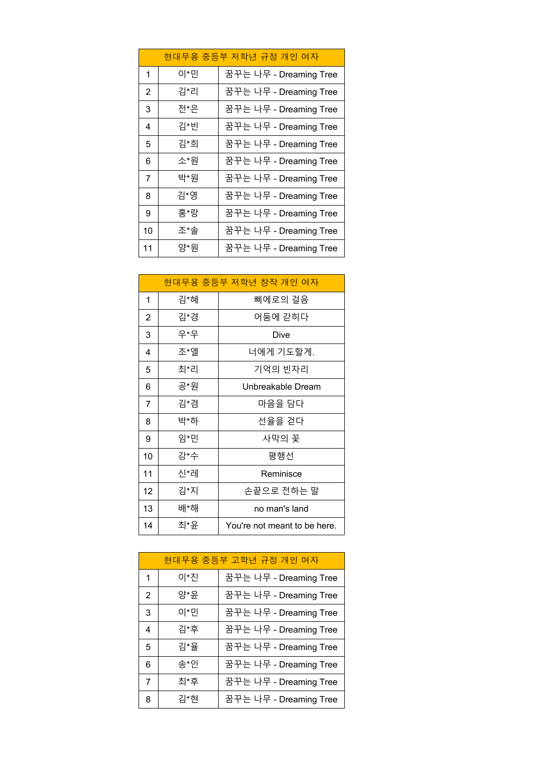| 현대무용 중등부 저학년 규정 개인 여자 | | |
|---|---|---|
| 1 | 이*민 | 꿈꾸는 나무 - Dreaming Tree |
| 2 | 김*리 | 꿈꾸는 나무 - Dreaming Tree |
| 3 | 전*은 | 꿈꾸는 나무 - Dreaming Tree |
| 4 | 김*빈 | 꿈꾸는 나무 - Dreaming Tree |
| 5 | 김*희 | 꿈꾸는 나무 - Dreaming Tree |
| 6 | 소*원 | 꿈꾸는 나무 - Dreaming Tree |
| 7 | 박*원 | 꿈꾸는 나무 - Dreaming Tree |
| 8 | 김*영 | 꿈꾸는 나무 - Dreaming Tree |
| 9 | 홍*랑 | 꿈꾸는 나무 - Dreaming Tree |
| 10 | 조*솔 | 꿈꾸는 나무 - Dreaming Tree |
| 11 | 양*원 | 꿈꾸는 나무 - Dreaming Tree |

| 현대무용 중등부 저학년 창작 개인 여자 | | |
|---|---|---|
| 1 | 김*혜 | 삐에로의 걸음 |
| 2 | 김*경 | 어둠에 갇히다 |
| 3 | 우*우 | Dive |
| 4 | 조*엘 | 너에게 기도할게. |
| 5 | 최*리 | 기억의 빈자리 |
| 6 | 공*원 | Unbreakable Dream |
| 7 | 김*겸 | 마음을 담다 |
| 8 | 박*하 | 선율을 걷다 |
| 9 | 임*민 | 사막의 꽃 |
| 10 | 강*수 | 평행선 |
| 11 | 신*레 | Reminisce |
| 12 | 김*지 | 손끝으로 전하는 말 |
| 13 | 배*해 | no man's land |
| 14 | 최*윤 | You're not meant to be here. |

| 현대무용 중등부 고학년 규정 개인 여자 | | |
|---|---|---|
| 1 | 이*진 | 꿈꾸는 나무 - Dreaming Tree |
| 2 | 양*윤 | 꿈꾸는 나무 - Dreaming Tree |
| 3 | 이*민 | 꿈꾸는 나무 - Dreaming Tree |
| 4 | 김*후 | 꿈꾸는 나무 - Dreaming Tree |
| 5 | 김*율 | 꿈꾸는 나무 - Dreaming Tree |
| 6 | 송*인 | 꿈꾸는 나무 - Dreaming Tree |
| 7 | 최*후 | 꿈꾸는 나무 - Dreaming Tree |
| 8 | 김*현 | 꿈꾸는 나무 - Dreaming Tree |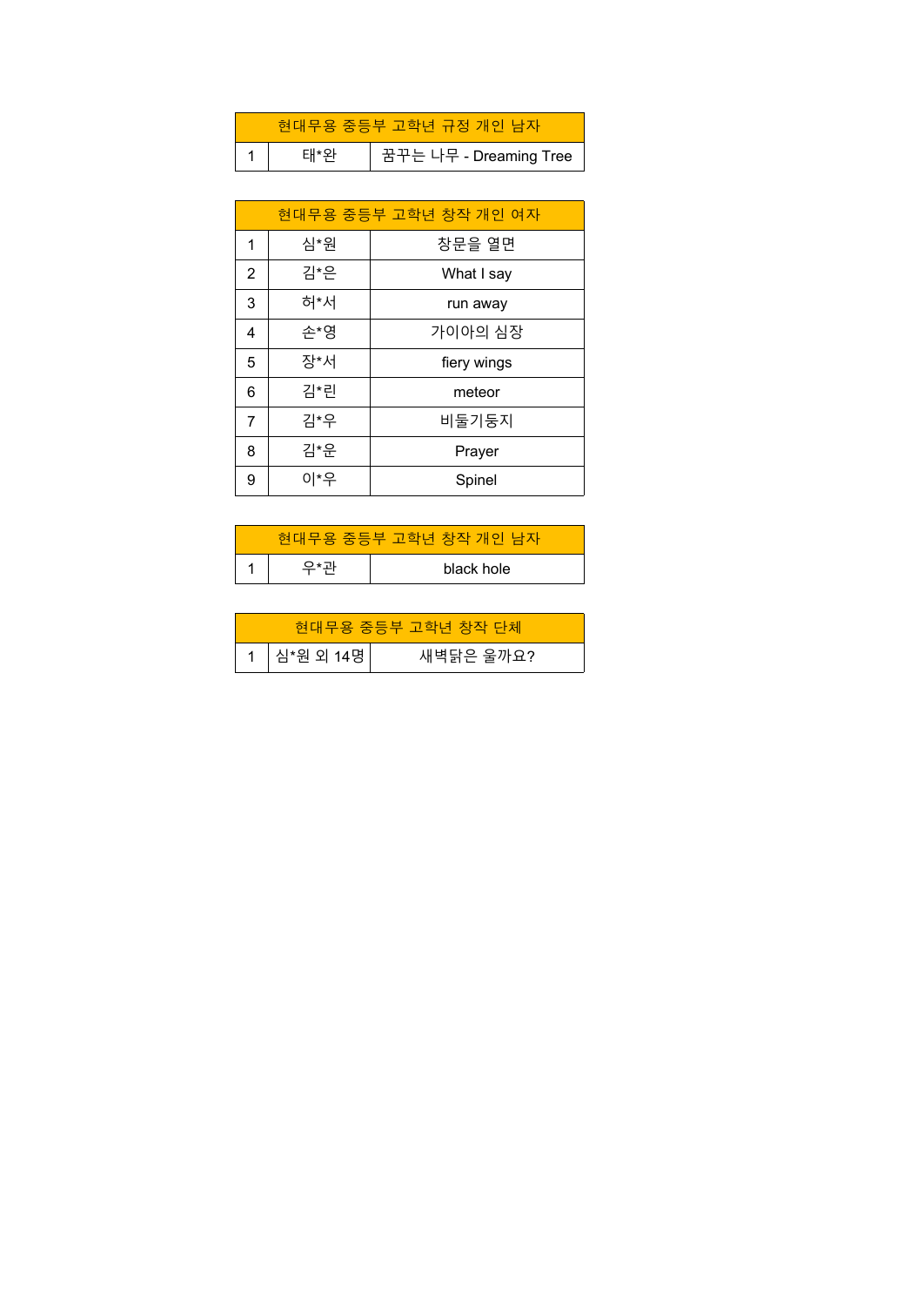| 현대무용 중등부 고학년 규정 개인 남자 | | |
|---|---|---|
| 1 | 태*완 | 꿈꾸는 나무 - Dreaming Tree |

| 현대무용 중등부 고학년 창작 개인 여자 | | |
|---|---|---|
| 1 | 심*원 | 창문을 열면 |
| 2 | 김*은 | What I say |
| 3 | 허*서 | run away |
| 4 | 손*영 | 가이아의 심장 |
| 5 | 장*서 | fiery wings |
| 6 | 김*린 | meteor |
| 7 | 김*우 | 비둘기둥지 |
| 8 | 김*운 | Prayer |
| 9 | 이*우 | Spinel |

| 현대무용 중등부 고학년 창작 개인 남자 | | |
|---|---|---|
| 1 | 우*관 | black hole |

| 현대무용 중등부 고학년 창작 단체 | | |
|---|---|---|
| 1 | 심*원 외 14명 | 새벽닭은 울까요? |